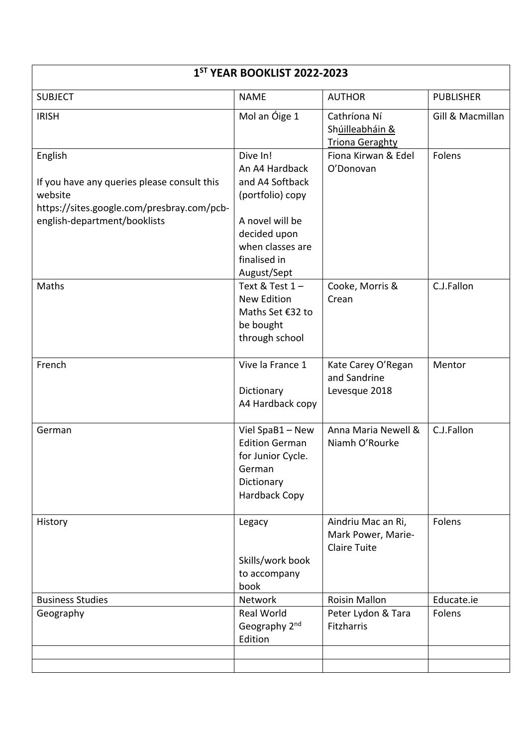| 1ST YEAR BOOKLIST 2022-2023 | | | |
|---|---|---|---|
| SUBJECT | NAME | AUTHOR | PUBLISHER |
| IRISH | Mol an Óige 1 | Cathríona Ní Shúilleabháin & Triona Geraghty | Gill & Macmillan |
| English<br><br>If you have any queries please consult this website https://sites.google.com/presbray.com/pcb-english-department/booklists | Dive In!<br>An A4 Hardback and A4 Softback (portfolio) copy<br><br>A novel will be decided upon when classes are finalised in August/Sept | Fiona Kirwan & Edel O'Donovan | Folens |
| Maths | Text & Test 1 – New Edition<br>Maths Set €32 to be bought through school | Cooke, Morris & Crean | C.J.Fallon |
| French | Vive la France 1<br><br>Dictionary<br>A4 Hardback copy | Kate Carey O'Regan and Sandrine Levesque 2018 | Mentor |
| German | Viel SpaB1 – New Edition German for Junior Cycle.<br>German Dictionary<br>Hardback Copy | Anna Maria Newell & Niamh O'Rourke | C.J.Fallon |
| History | Legacy<br><br>Skills/work book to accompany book | Aindriu Mac an Ri, Mark Power, Marie-Claire Tuite | Folens |
| Business Studies | Network | Roisin Mallon | Educate.ie |
| Geography | Real World Geography 2nd Edition | Peter Lydon & Tara Fitzharris | Folens |
| | | | |
| | | | |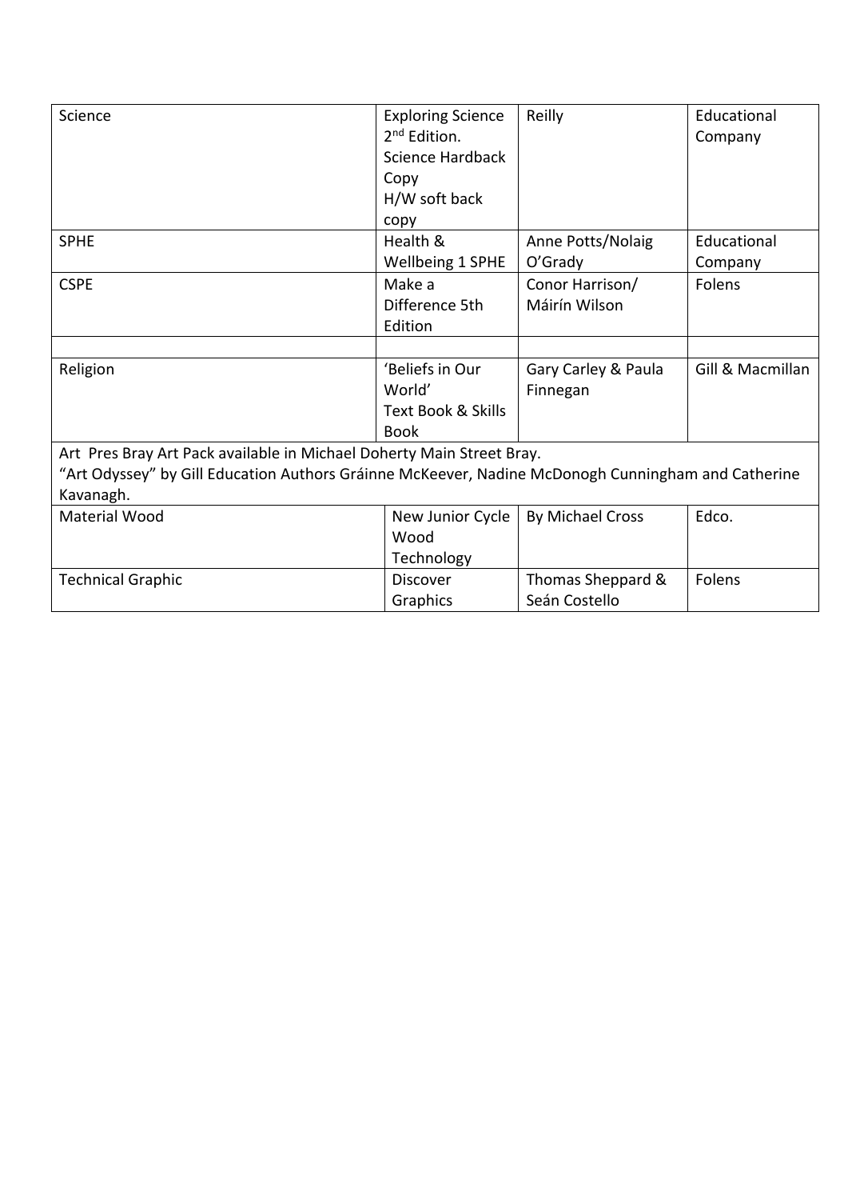| | | | |
|---|---|---|---|
| Science | Exploring Science 2nd Edition. Science Hardback Copy H/W soft back copy | Reilly | Educational Company |
| SPHE | Health & Wellbeing 1 SPHE | Anne Potts/Nolaig O'Grady | Educational Company |
| CSPE | Make a Difference 5th Edition | Conor Harrison/ Máirín Wilson | Folens |
| | | | |
| Religion | 'Beliefs in Our World' Text Book & Skills Book | Gary Carley & Paula Finnegan | Gill & Macmillan |
| Art Pres Bray Art Pack available in Michael Doherty Main Street Bray. "Art Odyssey" by Gill Education Authors Gráinne McKeever, Nadine McDonogh Cunningham and Catherine Kavanagh. | | | |
| Material Wood | New Junior Cycle Wood Technology | By Michael Cross | Edco. |
| Technical Graphic | Discover Graphics | Thomas Sheppard & Seán Costello | Folens |